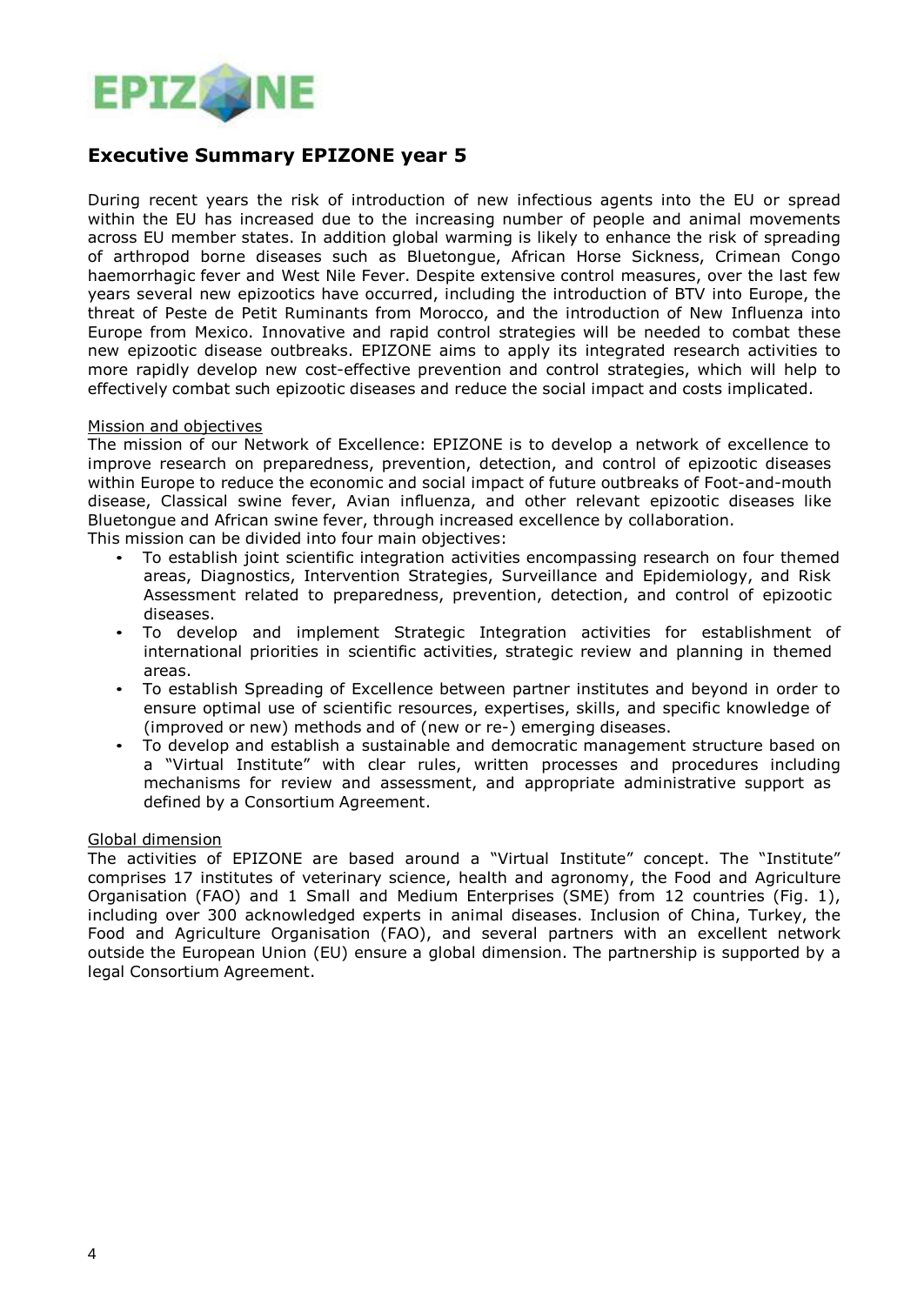## Executive Summary EPIZONE year 5

During recent years the risk of introduction of new infectious agents into the EU or spread within the EU has increased due to the increasing number of people and animal movements across EU member states. In addition global warming is likely to enhance the risk of spreading of arthropod borne diseases such as Bluetongue, African Horse Sickness, Crimean Congo haemorrhagic fever and West Nile Fever. Despite extensive control measures, over the last few years several new epizootics have occurred, including the introduction of BTV into Europe, the threat of Peste de Petit Ruminants from Morocco, and the introduction of New Influenza into Europe from Mexico. Innovative and rapid control strategies will be needed to combat these new epizootic disease outbreaks. EPIZONE aims to apply its integrated research activities to more rapidly develop new cost-effective prevention and control strategies, which will help to effectively combat such epizootic diseases and reduce the social impact and costs implicated.

### Mission and objectives

The mission of our Network of Excellence: EPIZONE is to develop a network of excellence to improve research on preparedness, prevention, detection, and control of epizootic diseases within Europe to reduce the economic and social impact of future outbreaks of Foot-and-mouth disease, Classical swine fever, Avian influenza, and other relevant epizootic diseases like Bluetongue and African swine fever, through increased excellence by collaboration.

This mission can be divided into four main objectives:

- To establish joint scientific integration activities encompassing research on four themed areas, Diagnostics, Intervention Strategies, Surveillance and Epidemiology, and Risk Assessment related to preparedness, prevention, detection, and control of epizootic diseases.
- To develop and implement Strategic Integration activities for establishment of international priorities in scientific activities, strategic review and planning in themed areas.
- To establish Spreading of Excellence between partner institutes and beyond in order to ensure optimal use of scientific resources, expertises, skills, and specific knowledge of (improved or new) methods and of (new or re-) emerging diseases.
- To develop and establish a sustainable and democratic management structure based on a "Virtual Institute" with clear rules, written processes and procedures including mechanisms for review and assessment, and appropriate administrative support as defined by a Consortium Agreement.

### Global dimension

The activities of EPIZONE are based around a "Virtual Institute" concept. The "Institute" comprises 17 institutes of veterinary science, health and agronomy, the Food and Agriculture Organisation (FAO) and 1 Small and Medium Enterprises (SME) from 12 countries (Fig. 1), including over 300 acknowledged experts in animal diseases. Inclusion of China, Turkey, the Food and Agriculture Organisation (FAO), and several partners with an excellent network outside the European Union (EU) ensure a global dimension. The partnership is supported by a legal Consortium Agreement.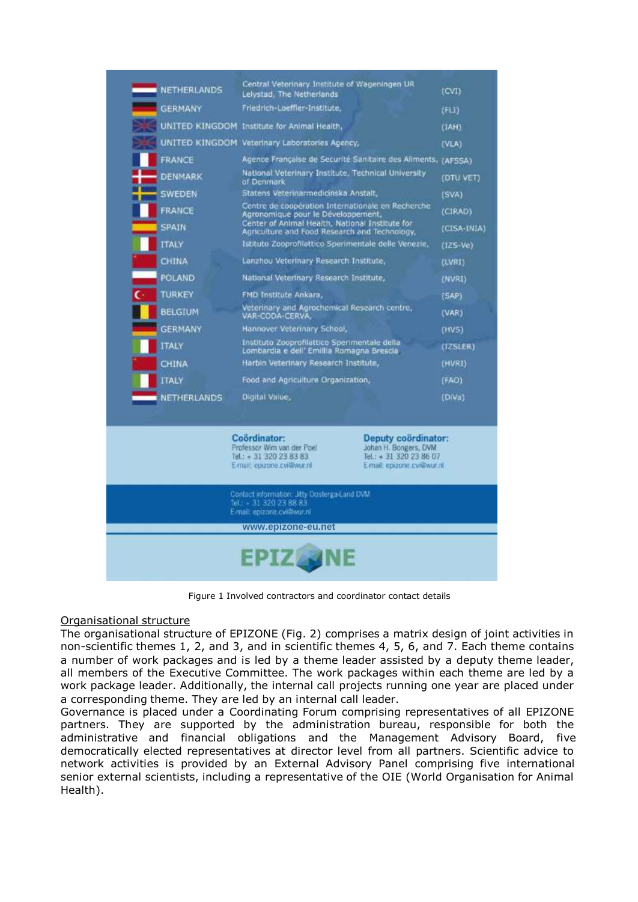| | | |
|---|---|---|
| NETHERLANDS | Central Veterinary Institute of Wageningen UR Lelystad, The Netherlands | (CVI) |
| GERMANY | Friedrich-Loeffler-Institute, | (FLI) |
| UNITED KINGDOM | Institute for Animal Health, | (IAH) |
| UNITED KINGDOM | Veterinary Laboratories Agency, | (VLA) |
| FRANCE | Agence Française de Securité Sanitaire des Aliments, | (AFSSA) |
| DENMARK | National Veterinary Institute, Technical University of Denmark | (DTU VET) |
| SWEDEN | Statens Veterinarmedicinska Anstalt, | (SVA) |
| FRANCE | Centre de coopération Internationale en Recherche Agronomique pour le Développement, | (CIRAD) |
| SPAIN | Center of Animal Health, National Institute for Agriculture and Food Research and Technology, | (CISA-INIA) |
| ITALY | Istituto Zooprofilattico Sperimentale delle Venezie, | (IZS-Ve) |
| CHINA | Lanzhou Veterinary Research Institute, | (LVRI) |
| POLAND | National Veterinary Research Institute, | (NVRI) |
| TURKEY | FMD Institute Ankara, | (SAP) |
| BELGIUM | Veterinary and Agrochemical Research centre, VAR-CODA-CERVA, | (VAR) |
| GERMANY | Hannover Veterinary School, | (HVS) |
| ITALY | Instituto Zooprofilattico Sperimentale della Lombardia e dell' Emillia Romagna Brescia | (IZSLER) |
| CHINA | Harbin Veterinary Research Institute, | (HVRI) |
| ITALY | Food and Agriculture Organization, | (FAO) |
| NETHERLANDS | Digital Value, | (DiVa) |

**Coördinator:**
Professor Wim van der Poel
Tel.: + 31 320 23 83 83
E-mail: epizone.cvi@wur.nl

**Deputy coördinator:**
Johan H. Bongers, DVM
Tel.: + 31 320 23 86 07
E-mail: epizone.cvi@wur.nl

Contact information: Jitty Oosterga-Land DVM
Tel.: + 31 320 23 88 83
E-mail: epizone.cvi@wur.nl

www.epizone-eu.net

EPIZONE

Figure 1 Involved contractors and coordinator contact details

## Organisational structure

The organisational structure of EPIZONE (Fig. 2) comprises a matrix design of joint activities in non-scientific themes 1, 2, and 3, and in scientific themes 4, 5, 6, and 7. Each theme contains a number of work packages and is led by a theme leader assisted by a deputy theme leader, all members of the Executive Committee. The work packages within each theme are led by a work package leader. Additionally, the internal call projects running one year are placed under a corresponding theme. They are led by an internal call leader.

Governance is placed under a Coordinating Forum comprising representatives of all EPIZONE partners. They are supported by the administration bureau, responsible for both the administrative and financial obligations and the Management Advisory Board, five democratically elected representatives at director level from all partners. Scientific advice to network activities is provided by an External Advisory Panel comprising five international senior external scientists, including a representative of the OIE (World Organisation for Animal Health).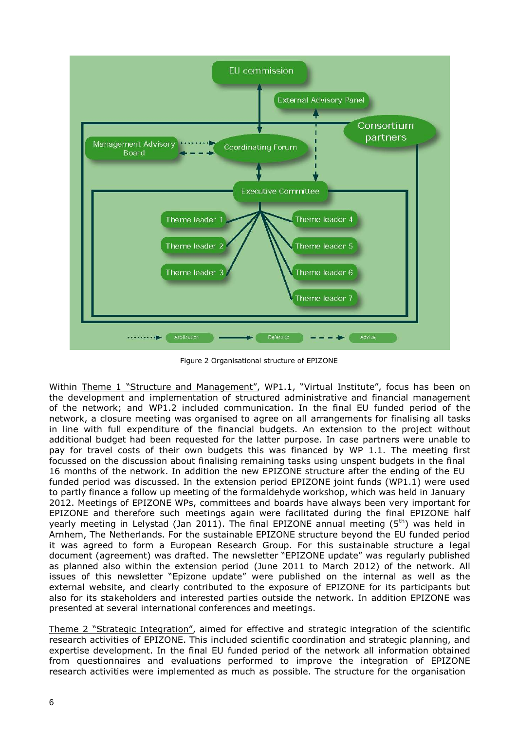Figure 2 Organisational structure of EPIZONE

Within Theme 1 "Structure and Management", WP1.1, "Virtual Institute", focus has been on the development and implementation of structured administrative and financial management of the network; and WP1.2 included communication. In the final EU funded period of the network, a closure meeting was organised to agree on all arrangements for finalising all tasks in line with full expenditure of the financial budgets. An extension to the project without additional budget had been requested for the latter purpose. In case partners were unable to pay for travel costs of their own budgets this was financed by WP 1.1. The meeting first focussed on the discussion about finalising remaining tasks using unspent budgets in the final 16 months of the network. In addition the new EPIZONE structure after the ending of the EU funded period was discussed. In the extension period EPIZONE joint funds (WP1.1) were used to partly finance a follow up meeting of the formaldehyde workshop, which was held in January 2012. Meetings of EPIZONE WPs, committees and boards have always been very important for EPIZONE and therefore such meetings again were facilitated during the final EPIZONE half yearly meeting in Lelystad (Jan 2011). The final EPIZONE annual meeting (5$^{th}$) was held in Arnhem, The Netherlands. For the sustainable EPIZONE structure beyond the EU funded period it was agreed to form a European Research Group. For this sustainable structure a legal document (agreement) was drafted. The newsletter "EPIZONE update" was regularly published as planned also within the extension period (June 2011 to March 2012) of the network. All issues of this newsletter "Epizone update" were published on the internal as well as the external website, and clearly contributed to the exposure of EPIZONE for its participants but also for its stakeholders and interested parties outside the network. In addition EPIZONE was presented at several international conferences and meetings.

Theme 2 "Strategic Integration", aimed for effective and strategic integration of the scientific research activities of EPIZONE. This included scientific coordination and strategic planning, and expertise development. In the final EU funded period of the network all information obtained from questionnaires and evaluations performed to improve the integration of EPIZONE research activities were implemented as much as possible. The structure for the organisation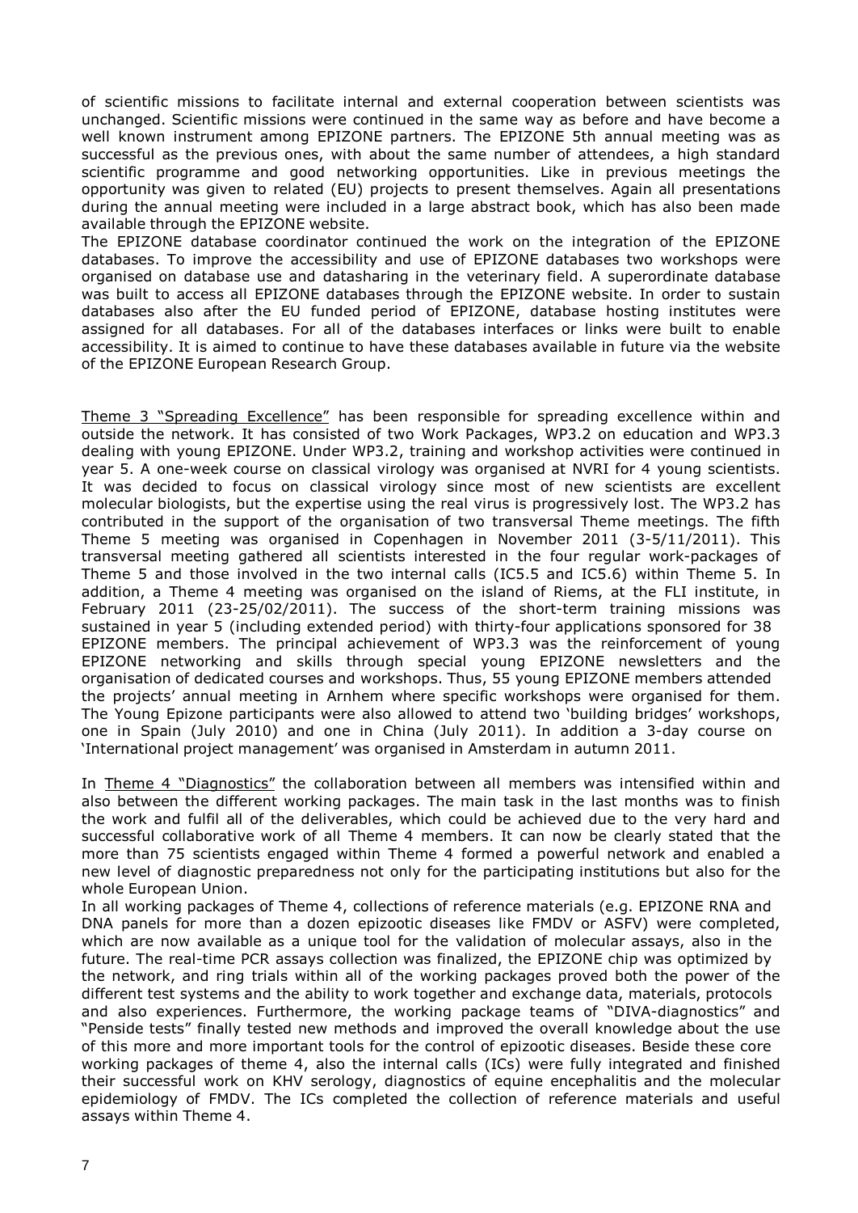of scientific missions to facilitate internal and external cooperation between scientists was unchanged. Scientific missions were continued in the same way as before and have become a well known instrument among EPIZONE partners. The EPIZONE 5th annual meeting was as successful as the previous ones, with about the same number of attendees, a high standard scientific programme and good networking opportunities. Like in previous meetings the opportunity was given to related (EU) projects to present themselves. Again all presentations during the annual meeting were included in a large abstract book, which has also been made available through the EPIZONE website.

The EPIZONE database coordinator continued the work on the integration of the EPIZONE databases. To improve the accessibility and use of EPIZONE databases two workshops were organised on database use and datasharing in the veterinary field. A superordinate database was built to access all EPIZONE databases through the EPIZONE website. In order to sustain databases also after the EU funded period of EPIZONE, database hosting institutes were assigned for all databases. For all of the databases interfaces or links were built to enable accessibility. It is aimed to continue to have these databases available in future via the website of the EPIZONE European Research Group.

Theme 3 "Spreading Excellence" has been responsible for spreading excellence within and outside the network. It has consisted of two Work Packages, WP3.2 on education and WP3.3 dealing with young EPIZONE. Under WP3.2, training and workshop activities were continued in year 5. A one-week course on classical virology was organised at NVRI for 4 young scientists. It was decided to focus on classical virology since most of new scientists are excellent molecular biologists, but the expertise using the real virus is progressively lost. The WP3.2 has contributed in the support of the organisation of two transversal Theme meetings. The fifth Theme 5 meeting was organised in Copenhagen in November 2011 (3-5/11/2011). This transversal meeting gathered all scientists interested in the four regular work-packages of Theme 5 and those involved in the two internal calls (IC5.5 and IC5.6) within Theme 5. In addition, a Theme 4 meeting was organised on the island of Riems, at the FLI institute, in February 2011 (23-25/02/2011). The success of the short-term training missions was sustained in year 5 (including extended period) with thirty-four applications sponsored for 38 EPIZONE members. The principal achievement of WP3.3 was the reinforcement of young EPIZONE networking and skills through special young EPIZONE newsletters and the organisation of dedicated courses and workshops. Thus, 55 young EPIZONE members attended the projects' annual meeting in Arnhem where specific workshops were organised for them. The Young Epizone participants were also allowed to attend two 'building bridges' workshops, one in Spain (July 2010) and one in China (July 2011). In addition a 3-day course on 'International project management' was organised in Amsterdam in autumn 2011.

In Theme 4 "Diagnostics" the collaboration between all members was intensified within and also between the different working packages. The main task in the last months was to finish the work and fulfil all of the deliverables, which could be achieved due to the very hard and successful collaborative work of all Theme 4 members. It can now be clearly stated that the more than 75 scientists engaged within Theme 4 formed a powerful network and enabled a new level of diagnostic preparedness not only for the participating institutions but also for the whole European Union.

In all working packages of Theme 4, collections of reference materials (e.g. EPIZONE RNA and DNA panels for more than a dozen epizootic diseases like FMDV or ASFV) were completed, which are now available as a unique tool for the validation of molecular assays, also in the future. The real-time PCR assays collection was finalized, the EPIZONE chip was optimized by the network, and ring trials within all of the working packages proved both the power of the different test systems and the ability to work together and exchange data, materials, protocols and also experiences. Furthermore, the working package teams of "DIVA-diagnostics" and "Penside tests" finally tested new methods and improved the overall knowledge about the use of this more and more important tools for the control of epizootic diseases. Beside these core working packages of theme 4, also the internal calls (ICs) were fully integrated and finished their successful work on KHV serology, diagnostics of equine encephalitis and the molecular epidemiology of FMDV. The ICs completed the collection of reference materials and useful assays within Theme 4.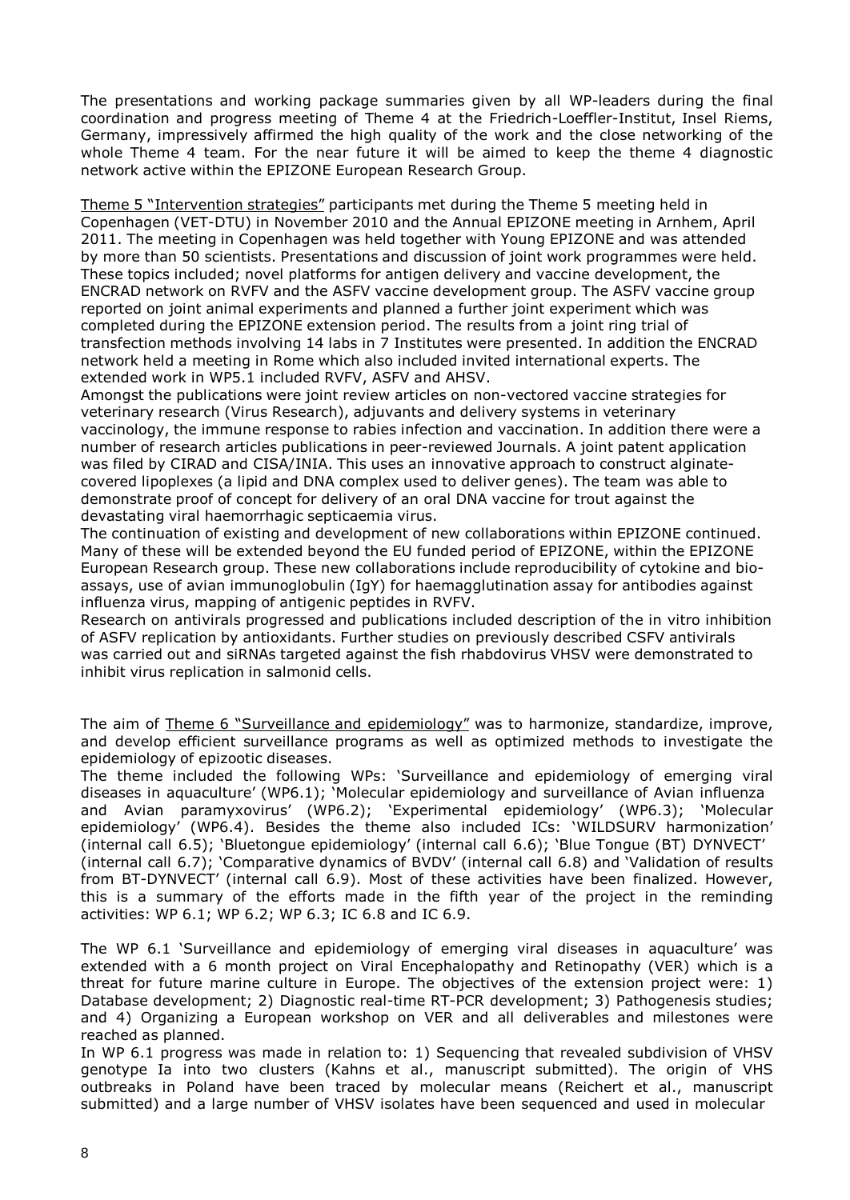The presentations and working package summaries given by all WP-leaders during the final coordination and progress meeting of Theme 4 at the Friedrich-Loeffler-Institut, Insel Riems, Germany, impressively affirmed the high quality of the work and the close networking of the whole Theme 4 team. For the near future it will be aimed to keep the theme 4 diagnostic network active within the EPIZONE European Research Group.

Theme 5 "Intervention strategies" participants met during the Theme 5 meeting held in Copenhagen (VET-DTU) in November 2010 and the Annual EPIZONE meeting in Arnhem, April 2011. The meeting in Copenhagen was held together with Young EPIZONE and was attended by more than 50 scientists. Presentations and discussion of joint work programmes were held. These topics included; novel platforms for antigen delivery and vaccine development, the ENCRAD network on RVFV and the ASFV vaccine development group. The ASFV vaccine group reported on joint animal experiments and planned a further joint experiment which was completed during the EPIZONE extension period. The results from a joint ring trial of transfection methods involving 14 labs in 7 Institutes were presented. In addition the ENCRAD network held a meeting in Rome which also included invited international experts. The extended work in WP5.1 included RVFV, ASFV and AHSV.

Amongst the publications were joint review articles on non-vectored vaccine strategies for veterinary research (Virus Research), adjuvants and delivery systems in veterinary vaccinology, the immune response to rabies infection and vaccination. In addition there were a number of research articles publications in peer-reviewed Journals. A joint patent application was filed by CIRAD and CISA/INIA. This uses an innovative approach to construct alginate-covered lipoplexes (a lipid and DNA complex used to deliver genes). The team was able to demonstrate proof of concept for delivery of an oral DNA vaccine for trout against the devastating viral haemorrhagic septicaemia virus.

The continuation of existing and development of new collaborations within EPIZONE continued. Many of these will be extended beyond the EU funded period of EPIZONE, within the EPIZONE European Research group. These new collaborations include reproducibility of cytokine and bio-assays, use of avian immunoglobulin (IgY) for haemagglutination assay for antibodies against influenza virus, mapping of antigenic peptides in RVFV.

Research on antivirals progressed and publications included description of the in vitro inhibition of ASFV replication by antioxidants. Further studies on previously described CSFV antivirals was carried out and siRNAs targeted against the fish rhabdovirus VHSV were demonstrated to inhibit virus replication in salmonid cells.

The aim of Theme 6 "Surveillance and epidemiology" was to harmonize, standardize, improve, and develop efficient surveillance programs as well as optimized methods to investigate the epidemiology of epizootic diseases.

The theme included the following WPs: 'Surveillance and epidemiology of emerging viral diseases in aquaculture' (WP6.1); 'Molecular epidemiology and surveillance of Avian influenza and Avian paramyxovirus' (WP6.2); 'Experimental epidemiology' (WP6.3); 'Molecular epidemiology' (WP6.4). Besides the theme also included ICs: 'WILDSURV harmonization' (internal call 6.5); 'Bluetongue epidemiology' (internal call 6.6); 'Blue Tongue (BT) DYNVECT' (internal call 6.7); 'Comparative dynamics of BVDV' (internal call 6.8) and 'Validation of results from BT-DYNVECT' (internal call 6.9). Most of these activities have been finalized. However, this is a summary of the efforts made in the fifth year of the project in the reminding activities: WP 6.1; WP 6.2; WP 6.3; IC 6.8 and IC 6.9.

The WP 6.1 'Surveillance and epidemiology of emerging viral diseases in aquaculture' was extended with a 6 month project on Viral Encephalopathy and Retinopathy (VER) which is a threat for future marine culture in Europe. The objectives of the extension project were: 1) Database development; 2) Diagnostic real-time RT-PCR development; 3) Pathogenesis studies; and 4) Organizing a European workshop on VER and all deliverables and milestones were reached as planned.

In WP 6.1 progress was made in relation to: 1) Sequencing that revealed subdivision of VHSV genotype Ia into two clusters (Kahns et al., manuscript submitted). The origin of VHS outbreaks in Poland have been traced by molecular means (Reichert et al., manuscript submitted) and a large number of VHSV isolates have been sequenced and used in molecular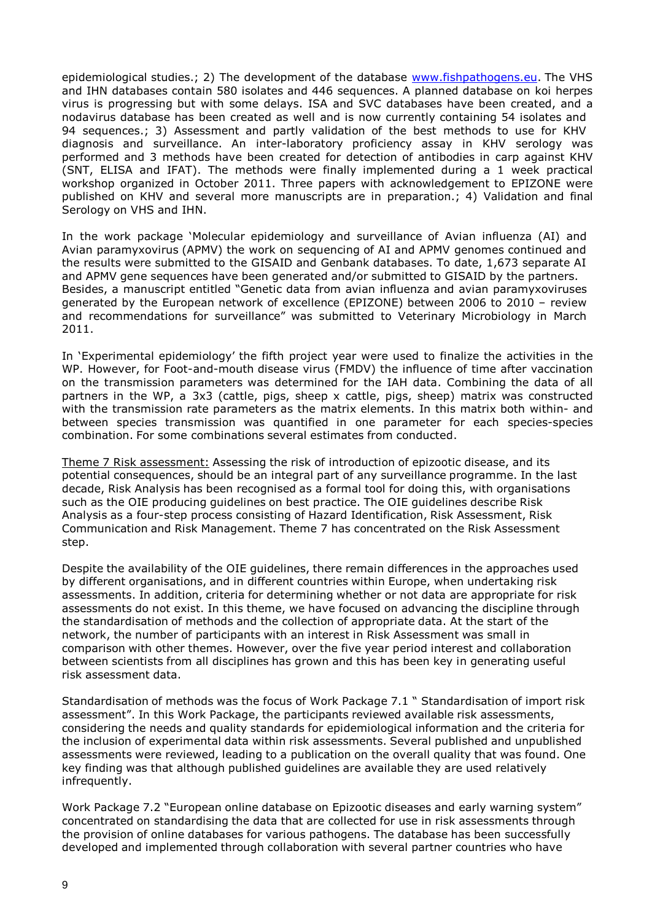epidemiological studies.; 2) The development of the database www.fishpathogens.eu. The VHS and IHN databases contain 580 isolates and 446 sequences. A planned database on koi herpes virus is progressing but with some delays. ISA and SVC databases have been created, and a nodavirus database has been created as well and is now currently containing 54 isolates and 94 sequences.; 3) Assessment and partly validation of the best methods to use for KHV diagnosis and surveillance. An inter-laboratory proficiency assay in KHV serology was performed and 3 methods have been created for detection of antibodies in carp against KHV (SNT, ELISA and IFAT). The methods were finally implemented during a 1 week practical workshop organized in October 2011. Three papers with acknowledgement to EPIZONE were published on KHV and several more manuscripts are in preparation.; 4) Validation and final Serology on VHS and IHN.

In the work package 'Molecular epidemiology and surveillance of Avian influenza (AI) and Avian paramyxovirus (APMV) the work on sequencing of AI and APMV genomes continued and the results were submitted to the GISAID and Genbank databases. To date, 1,673 separate AI and APMV gene sequences have been generated and/or submitted to GISAID by the partners. Besides, a manuscript entitled "Genetic data from avian influenza and avian paramyxoviruses generated by the European network of excellence (EPIZONE) between 2006 to 2010 – review and recommendations for surveillance" was submitted to Veterinary Microbiology in March 2011.

In 'Experimental epidemiology' the fifth project year were used to finalize the activities in the WP. However, for Foot-and-mouth disease virus (FMDV) the influence of time after vaccination on the transmission parameters was determined for the IAH data. Combining the data of all partners in the WP, a 3x3 (cattle, pigs, sheep x cattle, pigs, sheep) matrix was constructed with the transmission rate parameters as the matrix elements. In this matrix both within- and between species transmission was quantified in one parameter for each species-species combination. For some combinations several estimates from conducted.

Theme 7 Risk assessment: Assessing the risk of introduction of epizootic disease, and its potential consequences, should be an integral part of any surveillance programme. In the last decade, Risk Analysis has been recognised as a formal tool for doing this, with organisations such as the OIE producing guidelines on best practice. The OIE guidelines describe Risk Analysis as a four-step process consisting of Hazard Identification, Risk Assessment, Risk Communication and Risk Management. Theme 7 has concentrated on the Risk Assessment step.

Despite the availability of the OIE guidelines, there remain differences in the approaches used by different organisations, and in different countries within Europe, when undertaking risk assessments. In addition, criteria for determining whether or not data are appropriate for risk assessments do not exist. In this theme, we have focused on advancing the discipline through the standardisation of methods and the collection of appropriate data. At the start of the network, the number of participants with an interest in Risk Assessment was small in comparison with other themes. However, over the five year period interest and collaboration between scientists from all disciplines has grown and this has been key in generating useful risk assessment data.

Standardisation of methods was the focus of Work Package 7.1 " Standardisation of import risk assessment". In this Work Package, the participants reviewed available risk assessments, considering the needs and quality standards for epidemiological information and the criteria for the inclusion of experimental data within risk assessments. Several published and unpublished assessments were reviewed, leading to a publication on the overall quality that was found. One key finding was that although published guidelines are available they are used relatively infrequently.

Work Package 7.2 "European online database on Epizootic diseases and early warning system" concentrated on standardising the data that are collected for use in risk assessments through the provision of online databases for various pathogens. The database has been successfully developed and implemented through collaboration with several partner countries who have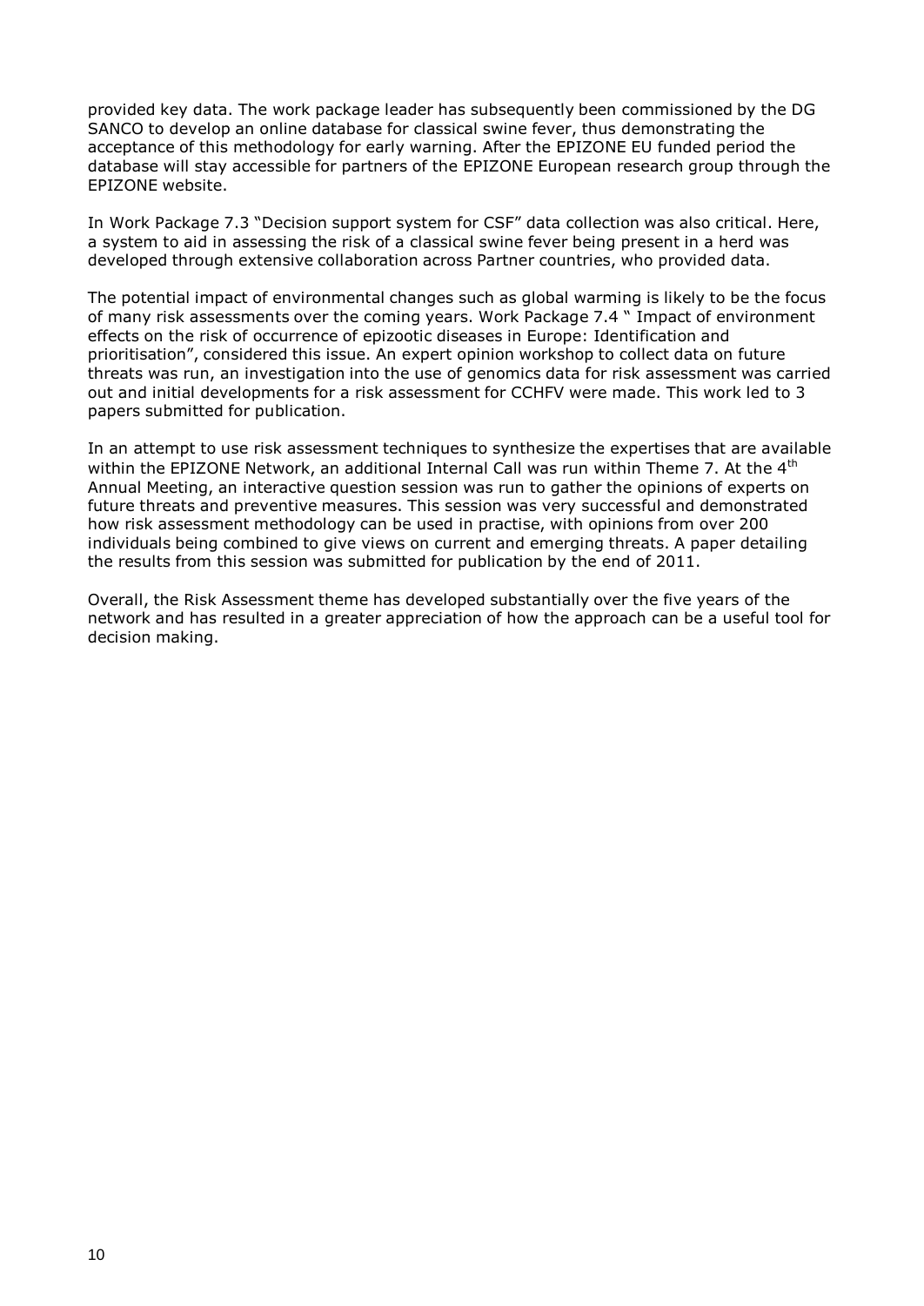provided key data. The work package leader has subsequently been commissioned by the DG SANCO to develop an online database for classical swine fever, thus demonstrating the acceptance of this methodology for early warning. After the EPIZONE EU funded period the database will stay accessible for partners of the EPIZONE European research group through the EPIZONE website.

In Work Package 7.3 "Decision support system for CSF" data collection was also critical. Here, a system to aid in assessing the risk of a classical swine fever being present in a herd was developed through extensive collaboration across Partner countries, who provided data.

The potential impact of environmental changes such as global warming is likely to be the focus of many risk assessments over the coming years. Work Package 7.4 " Impact of environment effects on the risk of occurrence of epizootic diseases in Europe: Identification and prioritisation", considered this issue. An expert opinion workshop to collect data on future threats was run, an investigation into the use of genomics data for risk assessment was carried out and initial developments for a risk assessment for CCHFV were made. This work led to 3 papers submitted for publication.

In an attempt to use risk assessment techniques to synthesize the expertises that are available within the EPIZONE Network, an additional Internal Call was run within Theme 7. At the 4th Annual Meeting, an interactive question session was run to gather the opinions of experts on future threats and preventive measures. This session was very successful and demonstrated how risk assessment methodology can be used in practise, with opinions from over 200 individuals being combined to give views on current and emerging threats. A paper detailing the results from this session was submitted for publication by the end of 2011.

Overall, the Risk Assessment theme has developed substantially over the five years of the network and has resulted in a greater appreciation of how the approach can be a useful tool for decision making.